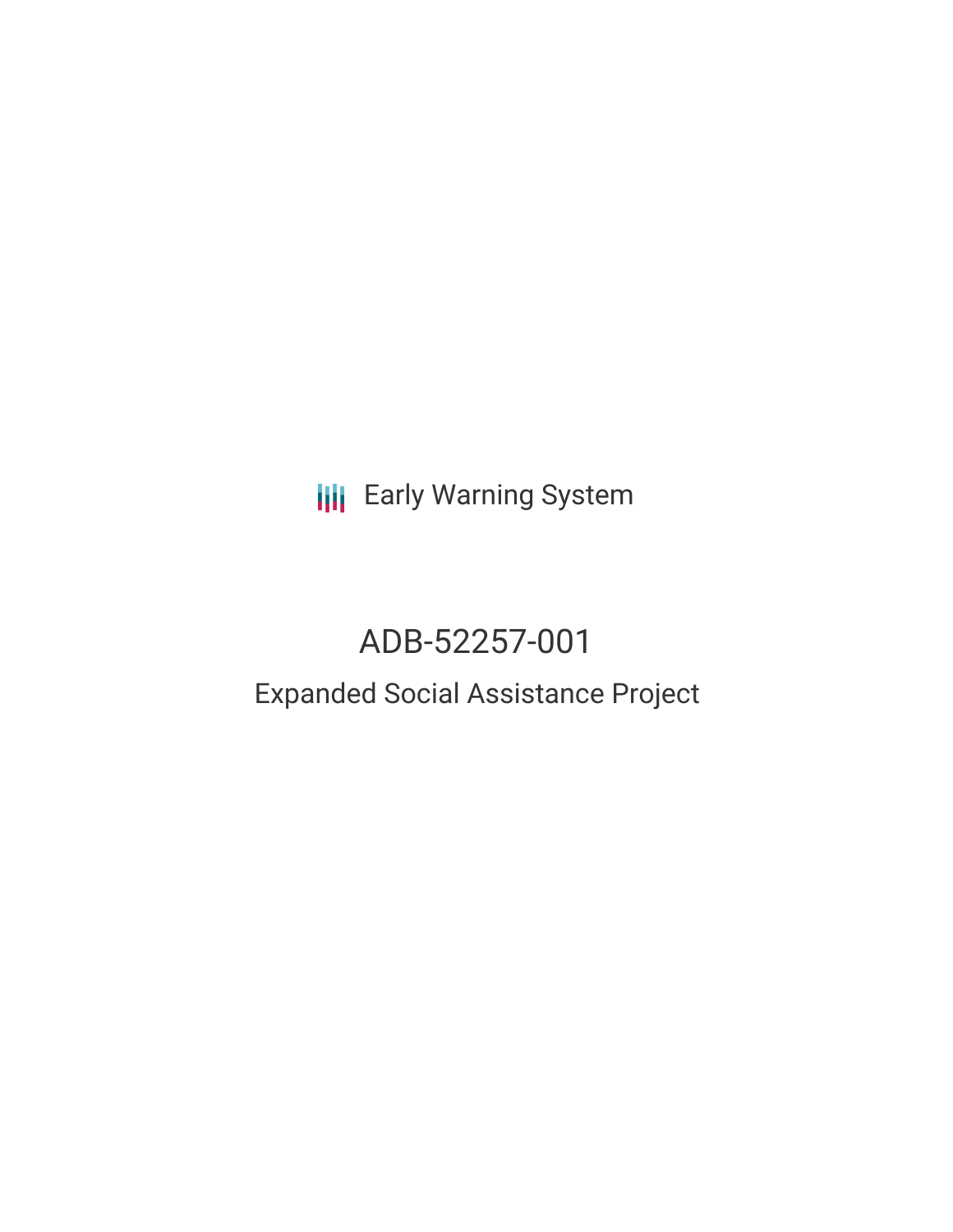Early Warning System

# ADB-52257-001

## Expanded Social Assistance Project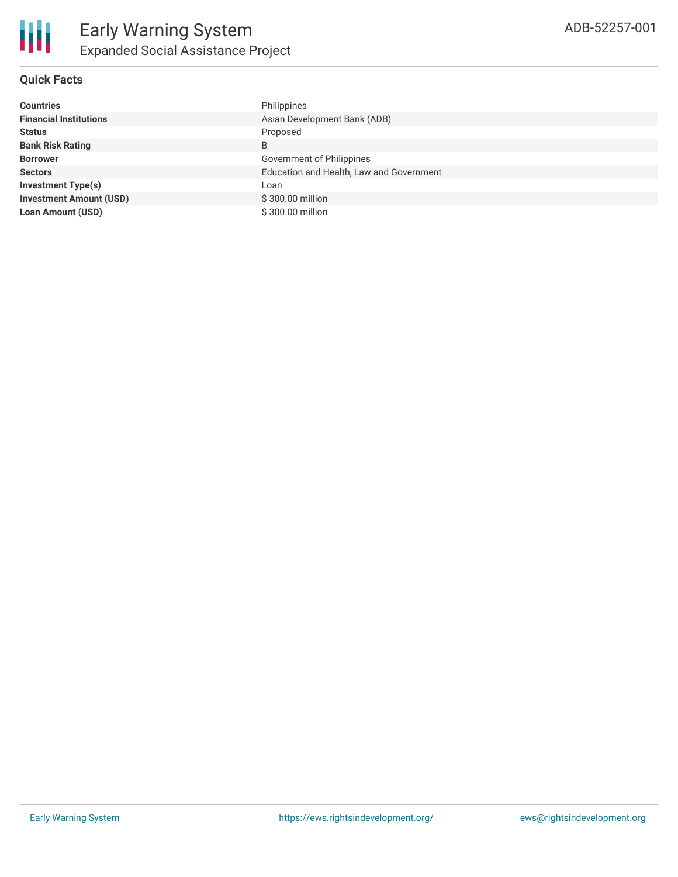# Early Warning System

## Expanded Social Assistance Project

ADB-52257-001

### Quick Facts

| | |
|---|---|
| **Countries** | Philippines |
| **Financial Institutions** | Asian Development Bank (ADB) |
| **Status** | Proposed |
| **Bank Risk Rating** | B |
| **Borrower** | Government of Philippines |
| **Sectors** | Education and Health, Law and Government |
| **Investment Type(s)** | Loan |
| **Investment Amount (USD)** | $ 300.00 million |
| **Loan Amount (USD)** | $ 300.00 million |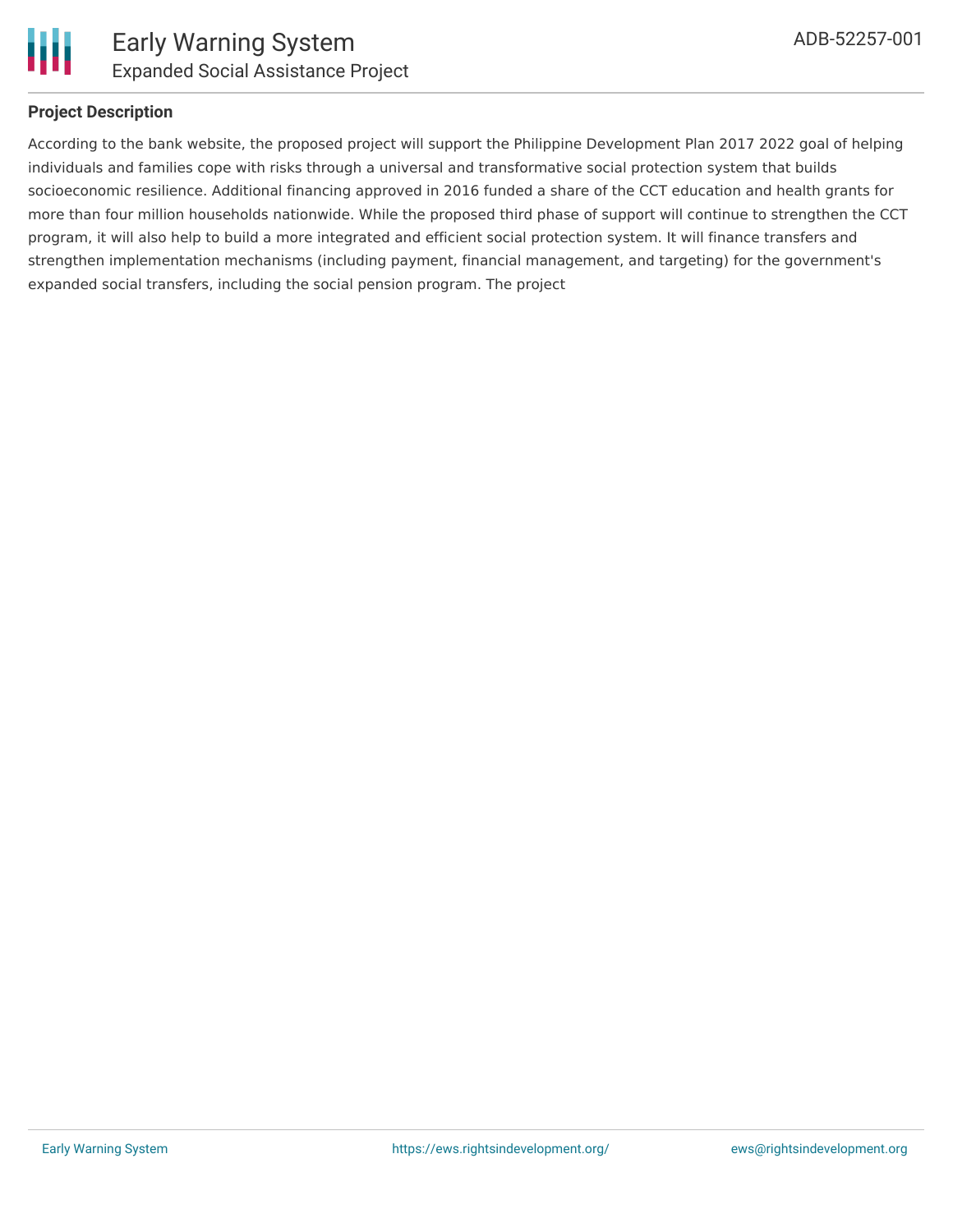**Project Description**

According to the bank website, the proposed project will support the Philippine Development Plan 2017 2022 goal of helping individuals and families cope with risks through a universal and transformative social protection system that builds socioeconomic resilience. Additional financing approved in 2016 funded a share of the CCT education and health grants for more than four million households nationwide. While the proposed third phase of support will continue to strengthen the CCT program, it will also help to build a more integrated and efficient social protection system. It will finance transfers and strengthen implementation mechanisms (including payment, financial management, and targeting) for the government's expanded social transfers, including the social pension program. The project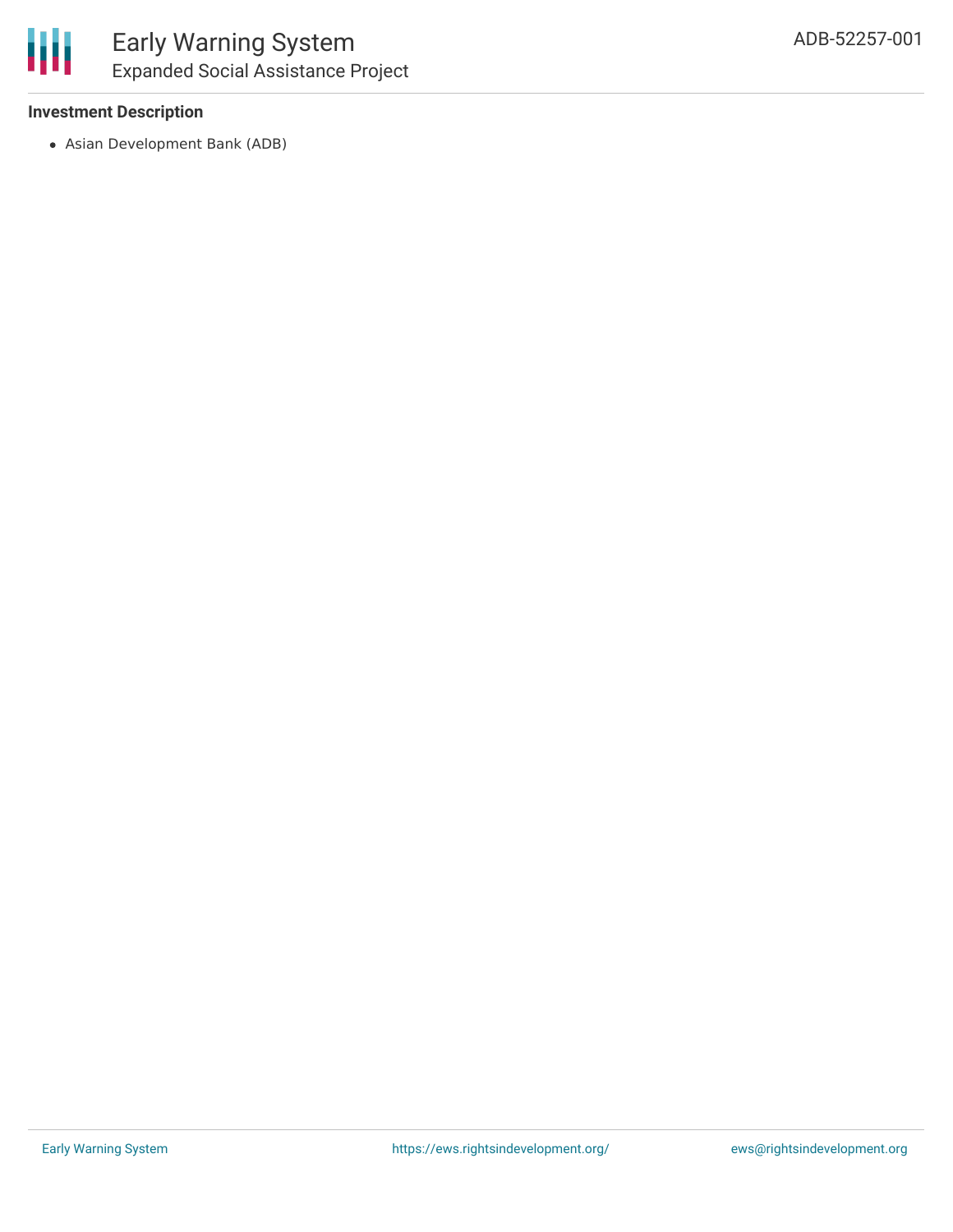**Investment Description**

- Asian Development Bank (ADB)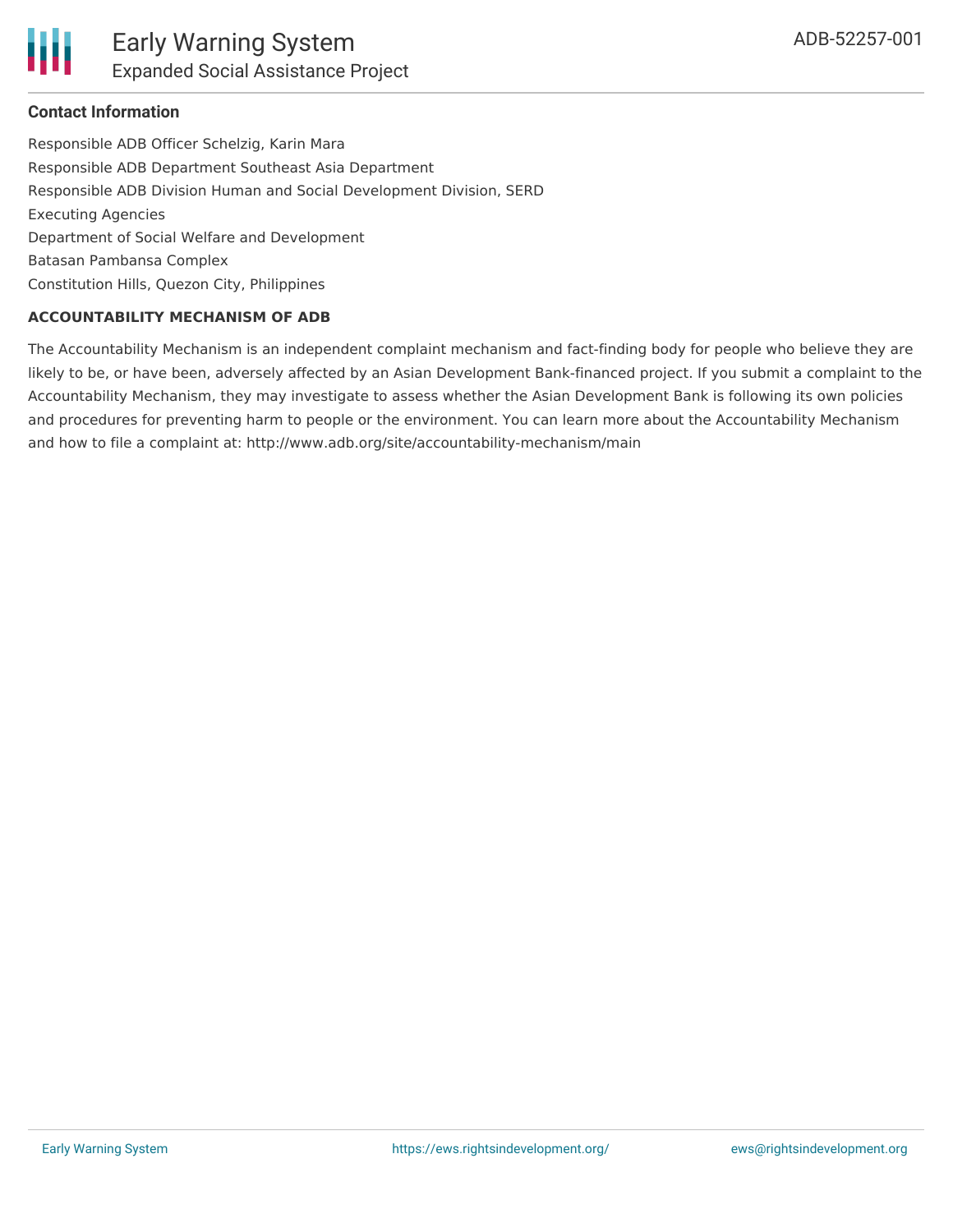### Contact Information

Responsible ADB Officer Schelzig, Karin Mara
Responsible ADB Department Southeast Asia Department
Responsible ADB Division Human and Social Development Division, SERD
Executing Agencies
Department of Social Welfare and Development
Batasan Pambansa Complex
Constitution Hills, Quezon City, Philippines

**ACCOUNTABILITY MECHANISM OF ADB**

The Accountability Mechanism is an independent complaint mechanism and fact-finding body for people who believe they are likely to be, or have been, adversely affected by an Asian Development Bank-financed project. If you submit a complaint to the Accountability Mechanism, they may investigate to assess whether the Asian Development Bank is following its own policies and procedures for preventing harm to people or the environment. You can learn more about the Accountability Mechanism and how to file a complaint at: http://www.adb.org/site/accountability-mechanism/main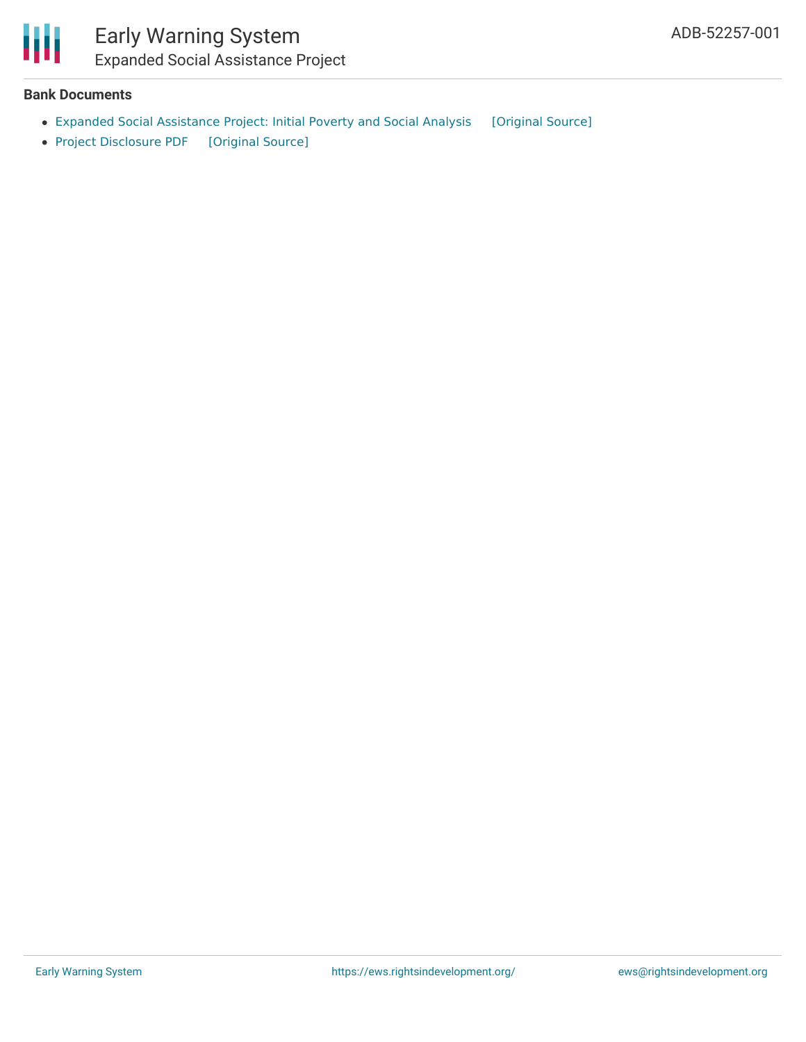**Bank Documents**

- Expanded Social Assistance Project: Initial Poverty and Social Analysis [Original Source]
- Project Disclosure PDF [Original Source]